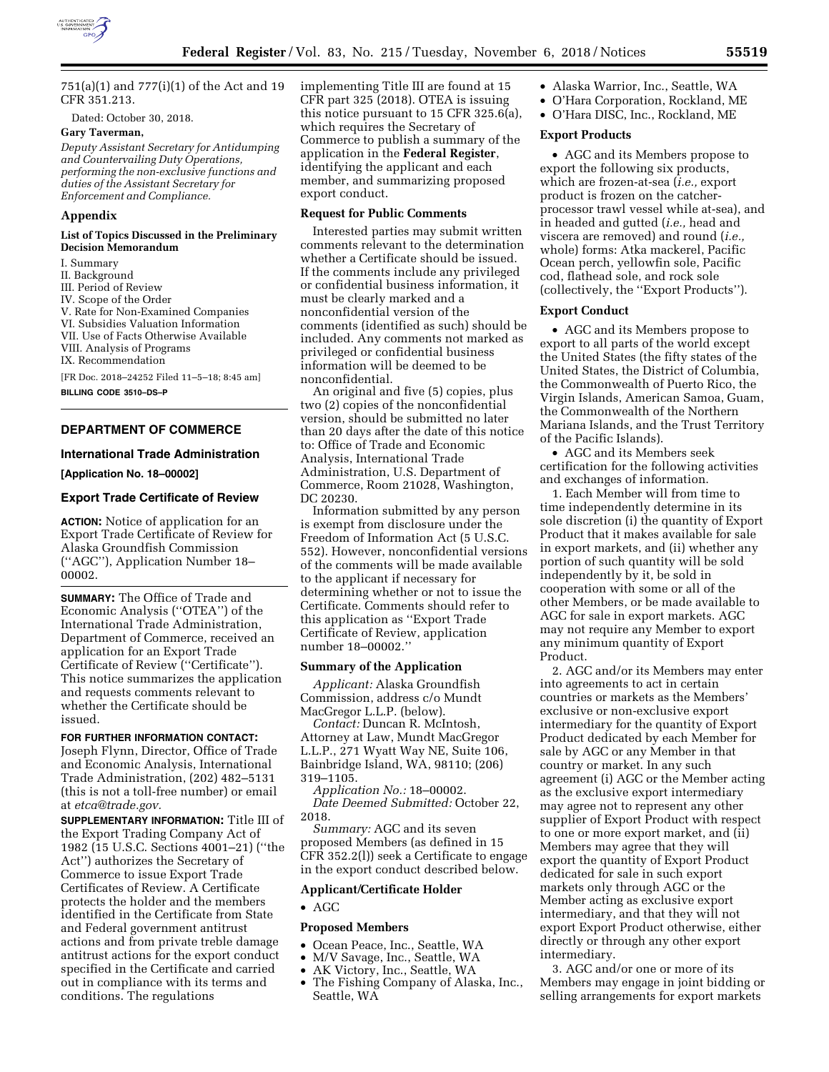751(a)(1) and 777(i)(1) of the Act and 19 CFR 351.213.

Dated: October 30, 2018.

**Gary Taverman,**

*Deputy Assistant Secretary for Antidumping and Countervailing Duty Operations, performing the non-exclusive functions and duties of the Assistant Secretary for Enforcement and Compliance.*

## Appendix

### List of Topics Discussed in the Preliminary Decision Memorandum

I. Summary
II. Background
III. Period of Review
IV. Scope of the Order
V. Rate for Non-Examined Companies
VI. Subsidies Valuation Information
VII. Use of Facts Otherwise Available
VIII. Analysis of Programs
IX. Recommendation

[FR Doc. 2018–24252 Filed 11–5–18; 8:45 am]

**BILLING CODE 3510–DS–P**

---

## DEPARTMENT OF COMMERCE

### International Trade Administration

**[Application No. 18–00002]**

### Export Trade Certificate of Review

**ACTION:** Notice of application for an Export Trade Certificate of Review for Alaska Groundfish Commission (''AGC''), Application Number 18–00002.

**SUMMARY:** The Office of Trade and Economic Analysis (''OTEA'') of the International Trade Administration, Department of Commerce, received an application for an Export Trade Certificate of Review (''Certificate''). This notice summarizes the application and requests comments relevant to whether the Certificate should be issued.

**FOR FURTHER INFORMATION CONTACT:** Joseph Flynn, Director, Office of Trade and Economic Analysis, International Trade Administration, (202) 482–5131 (this is not a toll-free number) or email at *etca@trade.gov.*

**SUPPLEMENTARY INFORMATION:** Title III of the Export Trading Company Act of 1982 (15 U.S.C. Sections 4001–21) (''the Act'') authorizes the Secretary of Commerce to issue Export Trade Certificates of Review. A Certificate protects the holder and the members identified in the Certificate from State and Federal government antitrust actions and from private treble damage antitrust actions for the export conduct specified in the Certificate and carried out in compliance with its terms and conditions. The regulations implementing Title III are found at 15 CFR part 325 (2018). OTEA is issuing this notice pursuant to 15 CFR 325.6(a), which requires the Secretary of Commerce to publish a summary of the application in the **Federal Register**, identifying the applicant and each member, and summarizing proposed export conduct.

### Request for Public Comments

Interested parties may submit written comments relevant to the determination whether a Certificate should be issued. If the comments include any privileged or confidential business information, it must be clearly marked and a nonconfidential version of the comments (identified as such) should be included. Any comments not marked as privileged or confidential business information will be deemed to be nonconfidential.

An original and five (5) copies, plus two (2) copies of the nonconfidential version, should be submitted no later than 20 days after the date of this notice to: Office of Trade and Economic Analysis, International Trade Administration, U.S. Department of Commerce, Room 21028, Washington, DC 20230.

Information submitted by any person is exempt from disclosure under the Freedom of Information Act (5 U.S.C. 552). However, nonconfidential versions of the comments will be made available to the applicant if necessary for determining whether or not to issue the Certificate. Comments should refer to this application as ''Export Trade Certificate of Review, application number 18–00002.''

### Summary of the Application

*Applicant:* Alaska Groundfish Commission, address c/o Mundt MacGregor L.L.P. (below).

*Contact:* Duncan R. McIntosh, Attorney at Law, Mundt MacGregor L.L.P., 271 Wyatt Way NE, Suite 106, Bainbridge Island, WA, 98110; (206) 319–1105.

*Application No.:* 18–00002.

*Date Deemed Submitted:* October 22, 2018.

*Summary:* AGC and its seven proposed Members (as defined in 15 CFR 352.2(l)) seek a Certificate to engage in the export conduct described below.

### Applicant/Certificate Holder

- AGC

### Proposed Members

- Ocean Peace, Inc., Seattle, WA
- M/V Savage, Inc., Seattle, WA
- AK Victory, Inc., Seattle, WA
- The Fishing Company of Alaska, Inc., Seattle, WA
- Alaska Warrior, Inc., Seattle, WA
- O'Hara Corporation, Rockland, ME
- O'Hara DISC, Inc., Rockland, ME

### Export Products

- AGC and its Members propose to export the following six products, which are frozen-at-sea (*i.e.,* export product is frozen on the catcher-processor trawl vessel while at-sea), and in headed and gutted (*i.e.,* head and viscera are removed) and round (*i.e.,* whole) forms: Atka mackerel, Pacific Ocean perch, yellowfin sole, Pacific cod, flathead sole, and rock sole (collectively, the ''Export Products'').

### Export Conduct

- AGC and its Members propose to export to all parts of the world except the United States (the fifty states of the United States, the District of Columbia, the Commonwealth of Puerto Rico, the Virgin Islands, American Samoa, Guam, the Commonwealth of the Northern Mariana Islands, and the Trust Territory of the Pacific Islands).
- AGC and its Members seek certification for the following activities and exchanges of information.

1. Each Member will from time to time independently determine in its sole discretion (i) the quantity of Export Product that it makes available for sale in export markets, and (ii) whether any portion of such quantity will be sold independently by it, be sold in cooperation with some or all of the other Members, or be made available to AGC for sale in export markets. AGC may not require any Member to export any minimum quantity of Export Product.

2. AGC and/or its Members may enter into agreements to act in certain countries or markets as the Members' exclusive or non-exclusive export intermediary for the quantity of Export Product dedicated by each Member for sale by AGC or any Member in that country or market. In any such agreement (i) AGC or the Member acting as the exclusive export intermediary may agree not to represent any other supplier of Export Product with respect to one or more export market, and (ii) Members may agree that they will export the quantity of Export Product dedicated for sale in such export markets only through AGC or the Member acting as exclusive export intermediary, and that they will not export Export Product otherwise, either directly or through any other export intermediary.

3. AGC and/or one or more of its Members may engage in joint bidding or selling arrangements for export markets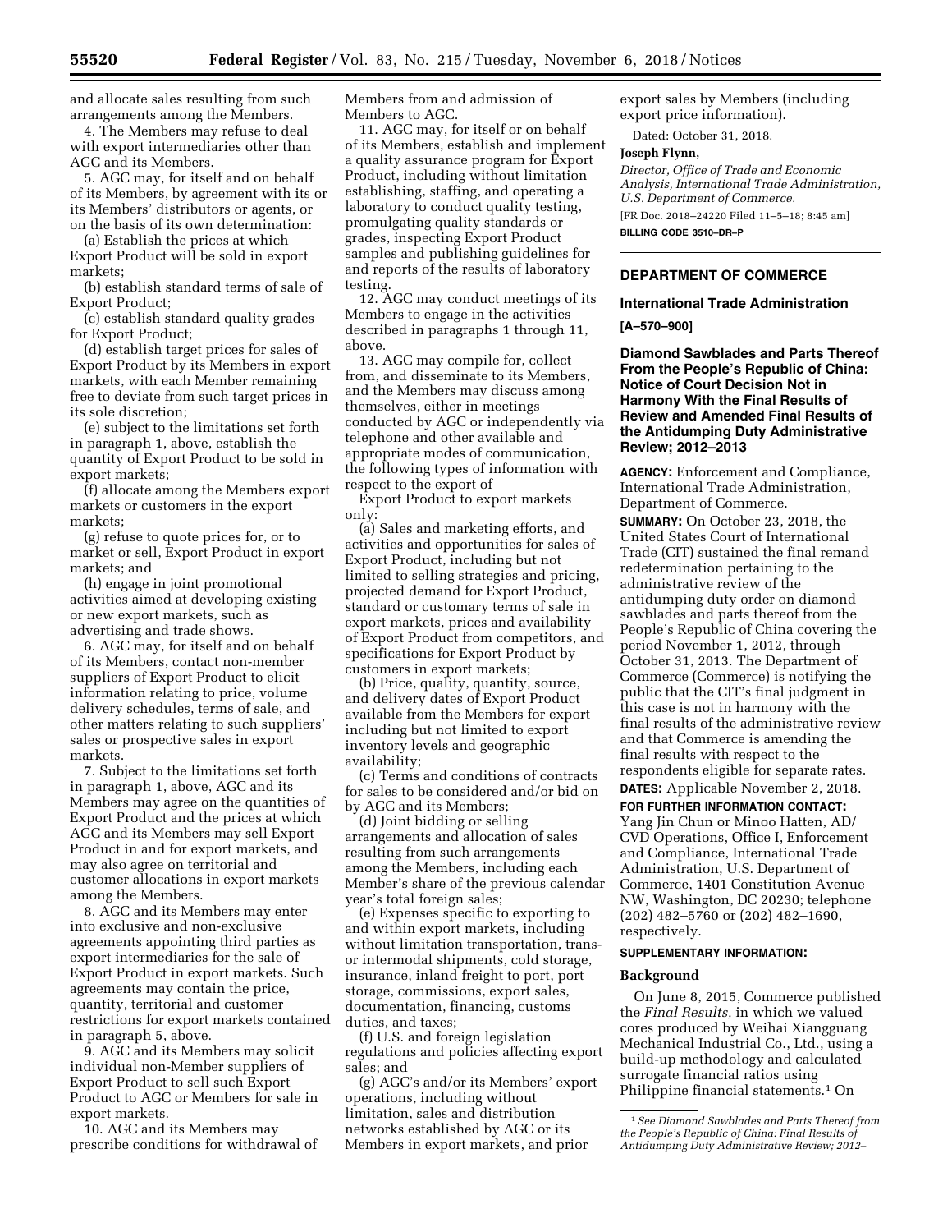and allocate sales resulting from such arrangements among the Members.

4. The Members may refuse to deal with export intermediaries other than AGC and its Members.

5. AGC may, for itself and on behalf of its Members, by agreement with its or its Members' distributors or agents, or on the basis of its own determination:

(a) Establish the prices at which Export Product will be sold in export markets;

(b) establish standard terms of sale of Export Product;

(c) establish standard quality grades for Export Product;

(d) establish target prices for sales of Export Product by its Members in export markets, with each Member remaining free to deviate from such target prices in its sole discretion;

(e) subject to the limitations set forth in paragraph 1, above, establish the quantity of Export Product to be sold in export markets;

(f) allocate among the Members export markets or customers in the export markets;

(g) refuse to quote prices for, or to market or sell, Export Product in export markets; and

(h) engage in joint promotional activities aimed at developing existing or new export markets, such as advertising and trade shows.

6. AGC may, for itself and on behalf of its Members, contact non-member suppliers of Export Product to elicit information relating to price, volume delivery schedules, terms of sale, and other matters relating to such suppliers' sales or prospective sales in export markets.

7. Subject to the limitations set forth in paragraph 1, above, AGC and its Members may agree on the quantities of Export Product and the prices at which AGC and its Members may sell Export Product in and for export markets, and may also agree on territorial and customer allocations in export markets among the Members.

8. AGC and its Members may enter into exclusive and non-exclusive agreements appointing third parties as export intermediaries for the sale of Export Product in export markets. Such agreements may contain the price, quantity, territorial and customer restrictions for export markets contained in paragraph 5, above.

9. AGC and its Members may solicit individual non-Member suppliers of Export Product to sell such Export Product to AGC or Members for sale in export markets.

10. AGC and its Members may prescribe conditions for withdrawal of Members from and admission of Members to AGC.

11. AGC may, for itself or on behalf of its Members, establish and implement a quality assurance program for Export Product, including without limitation establishing, staffing, and operating a laboratory to conduct quality testing, promulgating quality standards or grades, inspecting Export Product samples and publishing guidelines for and reports of the results of laboratory testing.

12. AGC may conduct meetings of its Members to engage in the activities described in paragraphs 1 through 11, above.

13. AGC may compile for, collect from, and disseminate to its Members, and the Members may discuss among themselves, either in meetings conducted by AGC or independently via telephone and other available and appropriate modes of communication, the following types of information with respect to the export of Export Product to export markets only:

(a) Sales and marketing efforts, and activities and opportunities for sales of Export Product, including but not limited to selling strategies and pricing, projected demand for Export Product, standard or customary terms of sale in export markets, prices and availability of Export Product from competitors, and specifications for Export Product by customers in export markets;

(b) Price, quality, quantity, source, and delivery dates of Export Product available from the Members for export including but not limited to export inventory levels and geographic availability;

(c) Terms and conditions of contracts for sales to be considered and/or bid on by AGC and its Members;

(d) Joint bidding or selling arrangements and allocation of sales resulting from such arrangements among the Members, including each Member's share of the previous calendar year's total foreign sales;

(e) Expenses specific to exporting to and within export markets, including without limitation transportation, trans- or intermodal shipments, cold storage, insurance, inland freight to port, port storage, commissions, export sales, documentation, financing, customs duties, and taxes;

(f) U.S. and foreign legislation regulations and policies affecting export sales; and

(g) AGC's and/or its Members' export operations, including without limitation, sales and distribution networks established by AGC or its Members in export markets, and prior export sales by Members (including export price information).

Dated: October 31, 2018.

**Joseph Flynn,**

*Director, Office of Trade and Economic Analysis, International Trade Administration, U.S. Department of Commerce.*

[FR Doc. 2018–24220 Filed 11–5–18; 8:45 am]

**BILLING CODE 3510–DR–P**

---

## DEPARTMENT OF COMMERCE

### International Trade Administration

**[A–570–900]**

### Diamond Sawblades and Parts Thereof From the People's Republic of China: Notice of Court Decision Not in Harmony With the Final Results of Review and Amended Final Results of the Antidumping Duty Administrative Review; 2012–2013

**AGENCY:** Enforcement and Compliance, International Trade Administration, Department of Commerce.

**SUMMARY:** On October 23, 2018, the United States Court of International Trade (CIT) sustained the final remand redetermination pertaining to the administrative review of the antidumping duty order on diamond sawblades and parts thereof from the People's Republic of China covering the period November 1, 2012, through October 31, 2013. The Department of Commerce (Commerce) is notifying the public that the CIT's final judgment in this case is not in harmony with the final results of the administrative review and that Commerce is amending the final results with respect to the respondents eligible for separate rates.

**DATES:** Applicable November 2, 2018.

**FOR FURTHER INFORMATION CONTACT:** Yang Jin Chun or Minoo Hatten, AD/CVD Operations, Office I, Enforcement and Compliance, International Trade Administration, U.S. Department of Commerce, 1401 Constitution Avenue NW, Washington, DC 20230; telephone (202) 482–5760 or (202) 482–1690, respectively.

**SUPPLEMENTARY INFORMATION:**

#### Background

On June 8, 2015, Commerce published the *Final Results,* in which we valued cores produced by Weihai Xiangguang Mechanical Industrial Co., Ltd., using a build-up methodology and calculated surrogate financial ratios using Philippine financial statements.[1] On

[1] *See Diamond Sawblades and Parts Thereof from the People's Republic of China: Final Results of Antidumping Duty Administrative Review; 2012–*